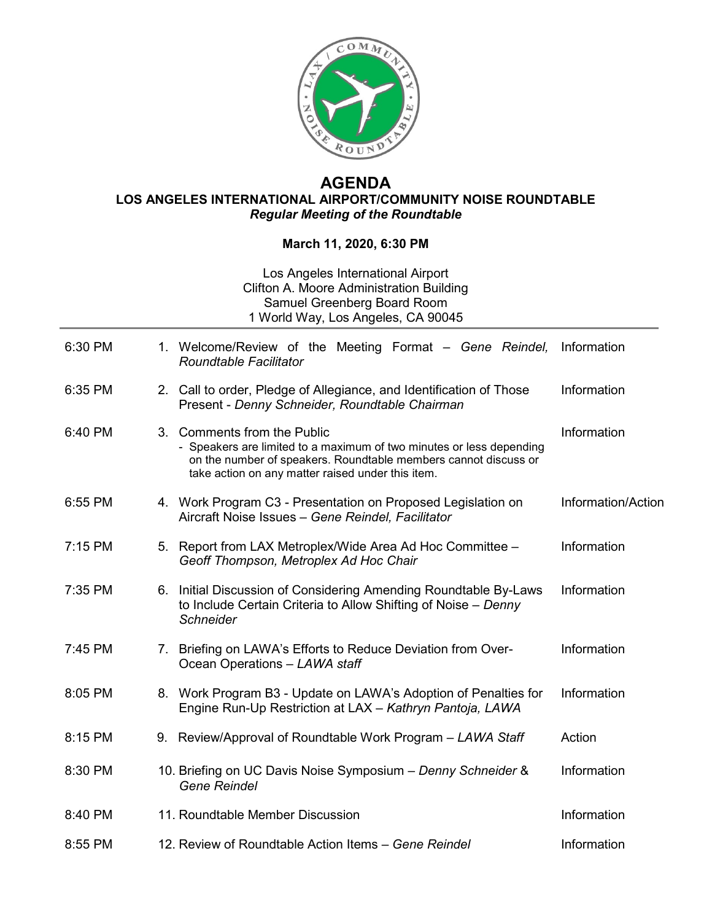# AGENDA

## LOS ANGELES INTERNATIONAL AIRPORT/COMMUNITY NOISE ROUNDTABLE

***Regular Meeting of the Roundtable***

**March 11, 2020, 6:30 PM**

Los Angeles International Airport
Clifton A. Moore Administration Building
Samuel Greenberg Board Room
1 World Way, Los Angeles, CA 90045

---

| Time | Item | Type |
|---|---|---|
| 6:30 PM | 1. Welcome/Review of the Meeting Format – *Gene Reindel, Roundtable Facilitator* | Information |
| 6:35 PM | 2. Call to order, Pledge of Allegiance, and Identification of Those Present - *Denny Schneider, Roundtable Chairman* | Information |
| 6:40 PM | 3. Comments from the Public<br>- Speakers are limited to a maximum of two minutes or less depending on the number of speakers. Roundtable members cannot discuss or take action on any matter raised under this item. | Information |
| 6:55 PM | 4. Work Program C3 - Presentation on Proposed Legislation on Aircraft Noise Issues – *Gene Reindel, Facilitator* | Information/Action |
| 7:15 PM | 5. Report from LAX Metroplex/Wide Area Ad Hoc Committee – *Geoff Thompson, Metroplex Ad Hoc Chair* | Information |
| 7:35 PM | 6. Initial Discussion of Considering Amending Roundtable By-Laws to Include Certain Criteria to Allow Shifting of Noise – *Denny Schneider* | Information |
| 7:45 PM | 7. Briefing on LAWA's Efforts to Reduce Deviation from Over-Ocean Operations – *LAWA staff* | Information |
| 8:05 PM | 8. Work Program B3 - Update on LAWA's Adoption of Penalties for Engine Run-Up Restriction at LAX – *Kathryn Pantoja, LAWA* | Information |
| 8:15 PM | 9. Review/Approval of Roundtable Work Program – *LAWA Staff* | Action |
| 8:30 PM | 10. Briefing on UC Davis Noise Symposium – *Denny Schneider* & *Gene Reindel* | Information |
| 8:40 PM | 11. Roundtable Member Discussion | Information |
| 8:55 PM | 12. Review of Roundtable Action Items – *Gene Reindel* | Information |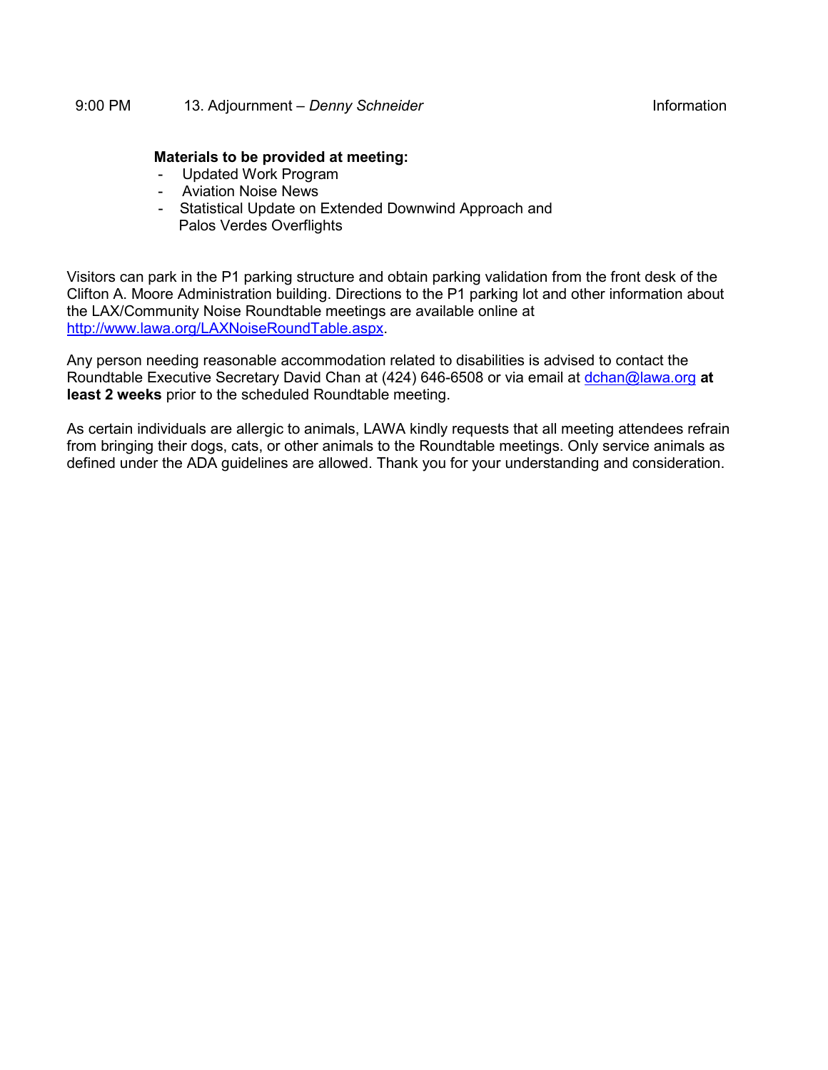| | | |
|---|---|---|
| 9:00 PM | 13. Adjournment – *Denny Schneider* | Information |

**Materials to be provided at meeting:**

- Updated Work Program
- Aviation Noise News
- Statistical Update on Extended Downwind Approach and Palos Verdes Overflights

Visitors can park in the P1 parking structure and obtain parking validation from the front desk of the Clifton A. Moore Administration building. Directions to the P1 parking lot and other information about the LAX/Community Noise Roundtable meetings are available online at [http://www.lawa.org/LAXNoiseRoundTable.aspx](http://www.lawa.org/LAXNoiseRoundTable.aspx).

Any person needing reasonable accommodation related to disabilities is advised to contact the Roundtable Executive Secretary David Chan at (424) 646-6508 or via email at [dchan@lawa.org](mailto:dchan@lawa.org) **at least 2 weeks** prior to the scheduled Roundtable meeting.

As certain individuals are allergic to animals, LAWA kindly requests that all meeting attendees refrain from bringing their dogs, cats, or other animals to the Roundtable meetings. Only service animals as defined under the ADA guidelines are allowed. Thank you for your understanding and consideration.